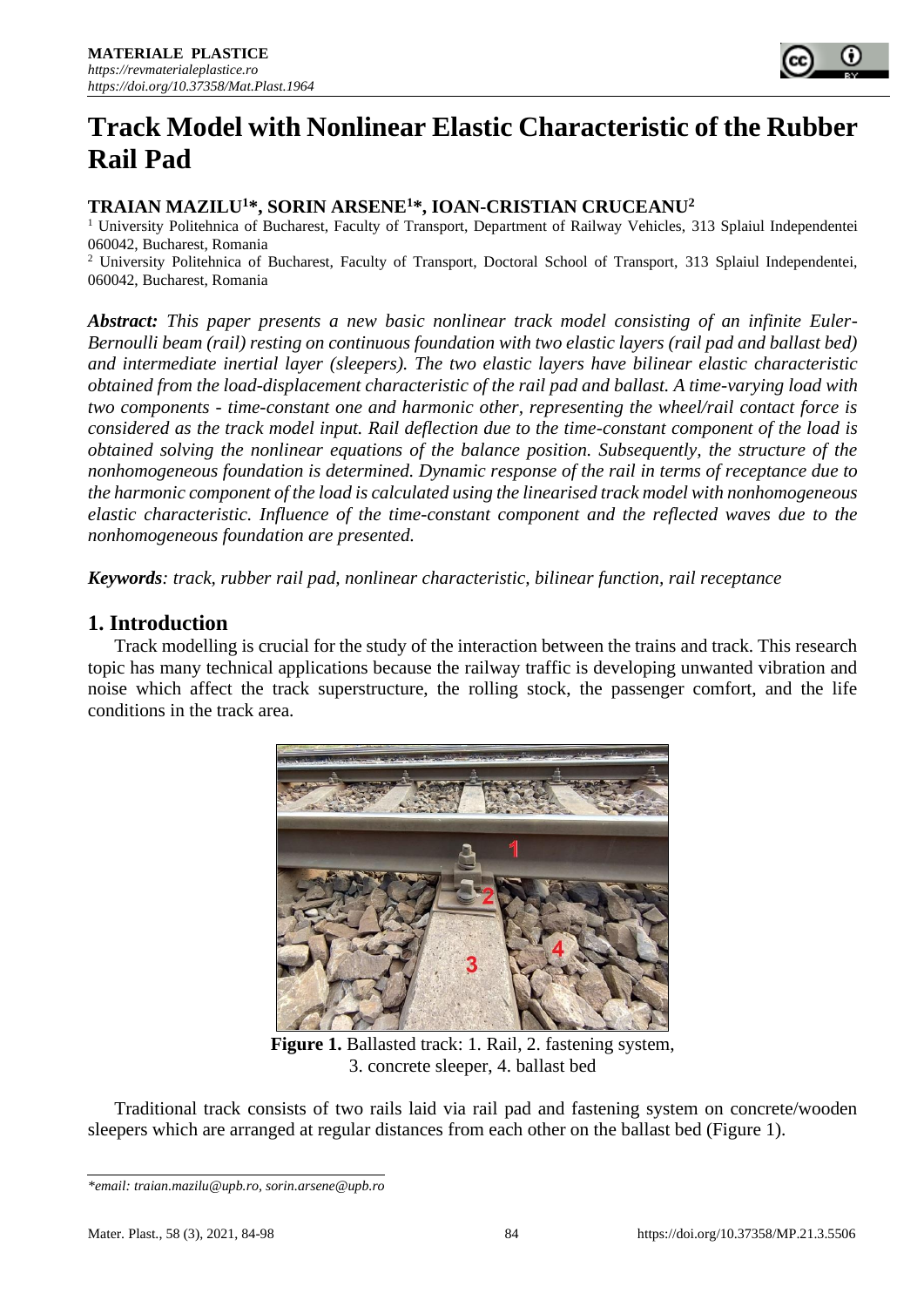# Track Model with Nonlinear Elastic Characteristic of the Rubber Rail Pad

**TRAIAN MAZILU[1]\*, SORIN ARSENE[1]\*, IOAN-CRISTIAN CRUCEANU[2]**

[1] University Politehnica of Bucharest, Faculty of Transport, Department of Railway Vehicles, 313 Splaiul Independentei 060042, Bucharest, Romania

[2] University Politehnica of Bucharest, Faculty of Transport, Doctoral School of Transport, 313 Splaiul Independentei, 060042, Bucharest, Romania

***Abstract:*** *This paper presents a new basic nonlinear track model consisting of an infinite Euler-Bernoulli beam (rail) resting on continuous foundation with two elastic layers (rail pad and ballast bed) and intermediate inertial layer (sleepers). The two elastic layers have bilinear elastic characteristic obtained from the load-displacement characteristic of the rail pad and ballast. A time-varying load with two components - time-constant one and harmonic other, representing the wheel/rail contact force is considered as the track model input. Rail deflection due to the time-constant component of the load is obtained solving the nonlinear equations of the balance position. Subsequently, the structure of the nonhomogeneous foundation is determined. Dynamic response of the rail in terms of receptance due to the harmonic component of the load is calculated using the linearised track model with nonhomogeneous elastic characteristic. Influence of the time-constant component and the reflected waves due to the nonhomogeneous foundation are presented.*

***Keywords****: track, rubber rail pad, nonlinear characteristic, bilinear function, rail receptance*

## 1. Introduction

Track modelling is crucial for the study of the interaction between the trains and track. This research topic has many technical applications because the railway traffic is developing unwanted vibration and noise which affect the track superstructure, the rolling stock, the passenger comfort, and the life conditions in the track area.

**Figure 1.** Ballasted track: 1. Rail, 2. fastening system, 3. concrete sleeper, 4. ballast bed

Traditional track consists of two rails laid via rail pad and fastening system on concrete/wooden sleepers which are arranged at regular distances from each other on the ballast bed (Figure 1).

*\*email: traian.mazilu@upb.ro, sorin.arsene@upb.ro*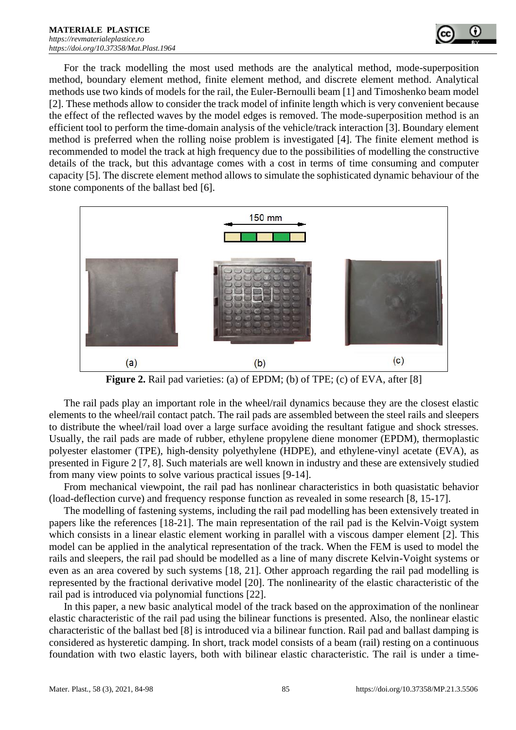For the track modelling the most used methods are the analytical method, mode-superposition method, boundary element method, finite element method, and discrete element method. Analytical methods use two kinds of models for the rail, the Euler-Bernoulli beam [1] and Timoshenko beam model [2]. These methods allow to consider the track model of infinite length which is very convenient because the effect of the reflected waves by the model edges is removed. The mode-superposition method is an efficient tool to perform the time-domain analysis of the vehicle/track interaction [3]. Boundary element method is preferred when the rolling noise problem is investigated [4]. The finite element method is recommended to model the track at high frequency due to the possibilities of modelling the constructive details of the track, but this advantage comes with a cost in terms of time consuming and computer capacity [5]. The discrete element method allows to simulate the sophisticated dynamic behaviour of the stone components of the ballast bed [6].

**Figure 2.** Rail pad varieties: (a) of EPDM; (b) of TPE; (c) of EVA, after [8]

The rail pads play an important role in the wheel/rail dynamics because they are the closest elastic elements to the wheel/rail contact patch. The rail pads are assembled between the steel rails and sleepers to distribute the wheel/rail load over a large surface avoiding the resultant fatigue and shock stresses. Usually, the rail pads are made of rubber, ethylene propylene diene monomer (EPDM), thermoplastic polyester elastomer (TPE), high-density polyethylene (HDPE), and ethylene-vinyl acetate (EVA), as presented in Figure 2 [7, 8]. Such materials are well known in industry and these are extensively studied from many view points to solve various practical issues [9-14].

From mechanical viewpoint, the rail pad has nonlinear characteristics in both quasistatic behavior (load-deflection curve) and frequency response function as revealed in some research [8, 15-17].

The modelling of fastening systems, including the rail pad modelling has been extensively treated in papers like the references [18-21]. The main representation of the rail pad is the Kelvin-Voigt system which consists in a linear elastic element working in parallel with a viscous damper element [2]. This model can be applied in the analytical representation of the track. When the FEM is used to model the rails and sleepers, the rail pad should be modelled as a line of many discrete Kelvin-Voight systems or even as an area covered by such systems [18, 21]. Other approach regarding the rail pad modelling is represented by the fractional derivative model [20]. The nonlinearity of the elastic characteristic of the rail pad is introduced via polynomial functions [22].

In this paper, a new basic analytical model of the track based on the approximation of the nonlinear elastic characteristic of the rail pad using the bilinear functions is presented. Also, the nonlinear elastic characteristic of the ballast bed [8] is introduced via a bilinear function. Rail pad and ballast damping is considered as hysteretic damping. In short, track model consists of a beam (rail) resting on a continuous foundation with two elastic layers, both with bilinear elastic characteristic. The rail is under a time-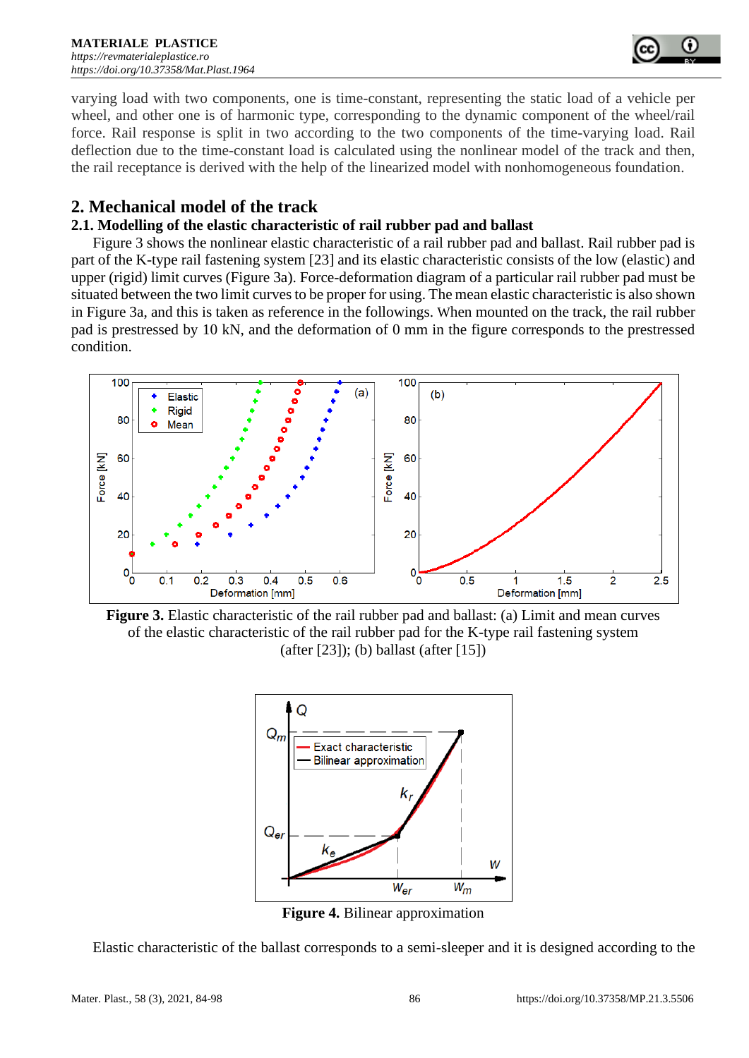varying load with two components, one is time-constant, representing the static load of a vehicle per wheel, and other one is of harmonic type, corresponding to the dynamic component of the wheel/rail force. Rail response is split in two according to the two components of the time-varying load. Rail deflection due to the time-constant load is calculated using the nonlinear model of the track and then, the rail receptance is derived with the help of the linearized model with nonhomogeneous foundation.

## 2. Mechanical model of the track

### 2.1. Modelling of the elastic characteristic of rail rubber pad and ballast

Figure 3 shows the nonlinear elastic characteristic of a rail rubber pad and ballast. Rail rubber pad is part of the K-type rail fastening system [23] and its elastic characteristic consists of the low (elastic) and upper (rigid) limit curves (Figure 3a). Force-deformation diagram of a particular rail rubber pad must be situated between the two limit curves to be proper for using. The mean elastic characteristic is also shown in Figure 3a, and this is taken as reference in the followings. When mounted on the track, the rail rubber pad is prestressed by 10 kN, and the deformation of 0 mm in the figure corresponds to the prestressed condition.

**Figure 3.** Elastic characteristic of the rail rubber pad and ballast: (a) Limit and mean curves of the elastic characteristic of the rail rubber pad for the K-type rail fastening system (after [23]); (b) ballast (after [15])

**Figure 4.** Bilinear approximation

Elastic characteristic of the ballast corresponds to a semi-sleeper and it is designed according to the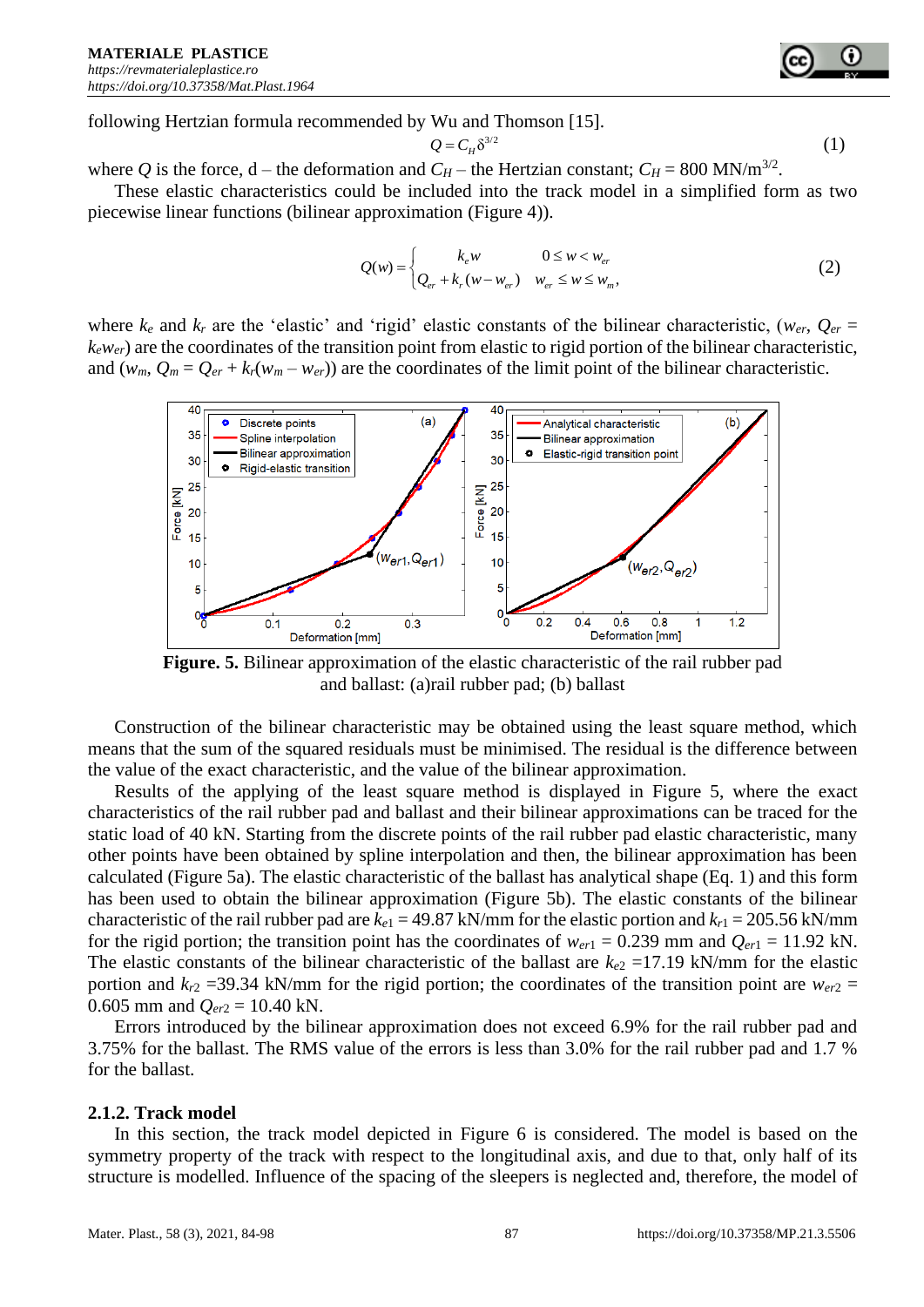following Hertzian formula recommended by Wu and Thomson [15].

$$Q = C_H \delta^{3/2} \tag{1}$$

where $Q$ is the force, d – the deformation and $C_H$ – the Hertzian constant; $C_H$ = 800 MN/m$^{3/2}$.

These elastic characteristics could be included into the track model in a simplified form as two piecewise linear functions (bilinear approximation (Figure 4)).

$$Q(w) = \begin{cases} k_e w & 0 \le w < w_{er} \\ Q_{er} + k_r (w - w_{er}) & w_{er} \le w \le w_m, \end{cases} \tag{2}$$

where $k_e$ and $k_r$ are the 'elastic' and 'rigid' elastic constants of the bilinear characteristic, ($w_{er}$, $Q_{er} = k_e w_{er}$) are the coordinates of the transition point from elastic to rigid portion of the bilinear characteristic, and ($w_m$, $Q_m = Q_{er} + k_r(w_m - w_{er})$) are the coordinates of the limit point of the bilinear characteristic.

**Figure. 5.** Bilinear approximation of the elastic characteristic of the rail rubber pad and ballast: (a)rail rubber pad; (b) ballast

Construction of the bilinear characteristic may be obtained using the least square method, which means that the sum of the squared residuals must be minimised. The residual is the difference between the value of the exact characteristic, and the value of the bilinear approximation.

Results of the applying of the least square method is displayed in Figure 5, where the exact characteristics of the rail rubber pad and ballast and their bilinear approximations can be traced for the static load of 40 kN. Starting from the discrete points of the rail rubber pad elastic characteristic, many other points have been obtained by spline interpolation and then, the bilinear approximation has been calculated (Figure 5a). The elastic characteristic of the ballast has analytical shape (Eq. 1) and this form has been used to obtain the bilinear approximation (Figure 5b). The elastic constants of the bilinear characteristic of the rail rubber pad are $k_{e1}$ = 49.87 kN/mm for the elastic portion and $k_{r1}$ = 205.56 kN/mm for the rigid portion; the transition point has the coordinates of $w_{er1}$ = 0.239 mm and $Q_{er1}$ = 11.92 kN. The elastic constants of the bilinear characteristic of the ballast are $k_{e2}$ =17.19 kN/mm for the elastic portion and $k_{r2}$ =39.34 kN/mm for the rigid portion; the coordinates of the transition point are $w_{er2}$ = 0.605 mm and $Q_{er2}$ = 10.40 kN.

Errors introduced by the bilinear approximation does not exceed 6.9% for the rail rubber pad and 3.75% for the ballast. The RMS value of the errors is less than 3.0% for the rail rubber pad and 1.7 % for the ballast.

### 2.1.2. Track model

In this section, the track model depicted in Figure 6 is considered. The model is based on the symmetry property of the track with respect to the longitudinal axis, and due to that, only half of its structure is modelled. Influence of the spacing of the sleepers is neglected and, therefore, the model of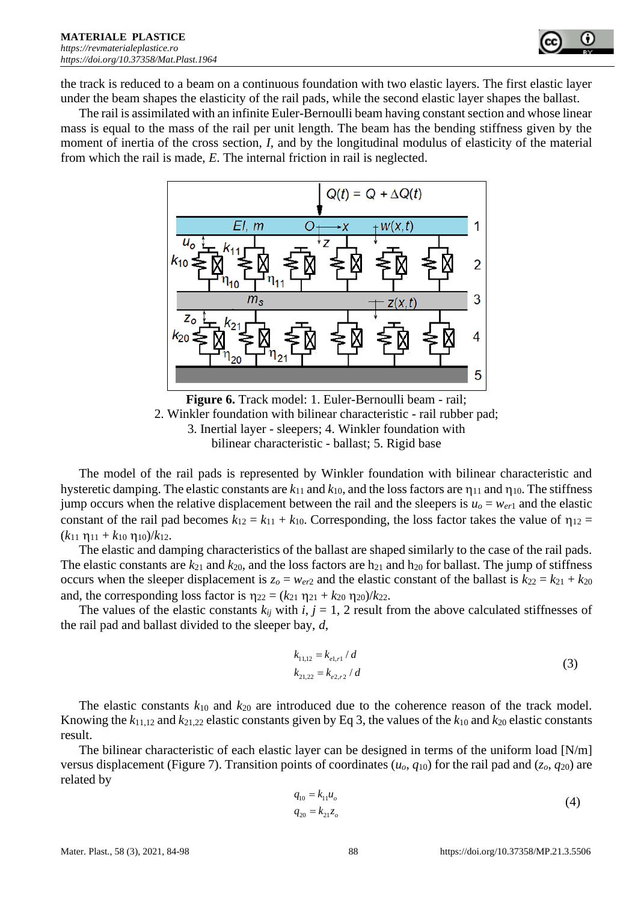the track is reduced to a beam on a continuous foundation with two elastic layers. The first elastic layer under the beam shapes the elasticity of the rail pads, while the second elastic layer shapes the ballast.

The rail is assimilated with an infinite Euler-Bernoulli beam having constant section and whose linear mass is equal to the mass of the rail per unit length. The beam has the bending stiffness given by the moment of inertia of the cross section, $I$, and by the longitudinal modulus of elasticity of the material from which the rail is made, $E$. The internal friction in rail is neglected.

**Figure 6.** Track model: 1. Euler-Bernoulli beam - rail; 2. Winkler foundation with bilinear characteristic - rail rubber pad; 3. Inertial layer - sleepers; 4. Winkler foundation with bilinear characteristic - ballast; 5. Rigid base

The model of the rail pads is represented by Winkler foundation with bilinear characteristic and hysteretic damping. The elastic constants are $k_{11}$ and $k_{10}$, and the loss factors are $\eta_{11}$ and $\eta_{10}$. The stiffness jump occurs when the relative displacement between the rail and the sleepers is $u_o = w_{er1}$ and the elastic constant of the rail pad becomes $k_{12} = k_{11} + k_{10}$. Corresponding, the loss factor takes the value of $\eta_{12} = (k_{11}\, \eta_{11} + k_{10}\, \eta_{10})/k_{12}$.

The elastic and damping characteristics of the ballast are shaped similarly to the case of the rail pads. The elastic constants are $k_{21}$ and $k_{20}$, and the loss factors are $h_{21}$ and $h_{20}$ for ballast. The jump of stiffness occurs when the sleeper displacement is $z_o = w_{er2}$ and the elastic constant of the ballast is $k_{22} = k_{21} + k_{20}$ and, the corresponding loss factor is $\eta_{22} = (k_{21}\, \eta_{21} + k_{20}\, \eta_{20})/k_{22}$.

The values of the elastic constants $k_{ij}$ with $i, j = 1, 2$ result from the above calculated stiffnesses of the rail pad and ballast divided to the sleeper bay, $d$,

$$
\begin{aligned}
k_{11,12} &= k_{e1,r1} / d \\
k_{21,22} &= k_{e2,r2} / d
\end{aligned}
\tag{3}
$$

The elastic constants $k_{10}$ and $k_{20}$ are introduced due to the coherence reason of the track model. Knowing the $k_{11,12}$ and $k_{21,22}$ elastic constants given by Eq 3, the values of the $k_{10}$ and $k_{20}$ elastic constants result.

The bilinear characteristic of each elastic layer can be designed in terms of the uniform load [N/m] versus displacement (Figure 7). Transition points of coordinates ($u_o$, $q_{10}$) for the rail pad and ($z_o$, $q_{20}$) are related by

$$
\begin{aligned}
q_{10} &= k_{11} u_o \\
q_{20} &= k_{21} z_o
\end{aligned}
\tag{4}
$$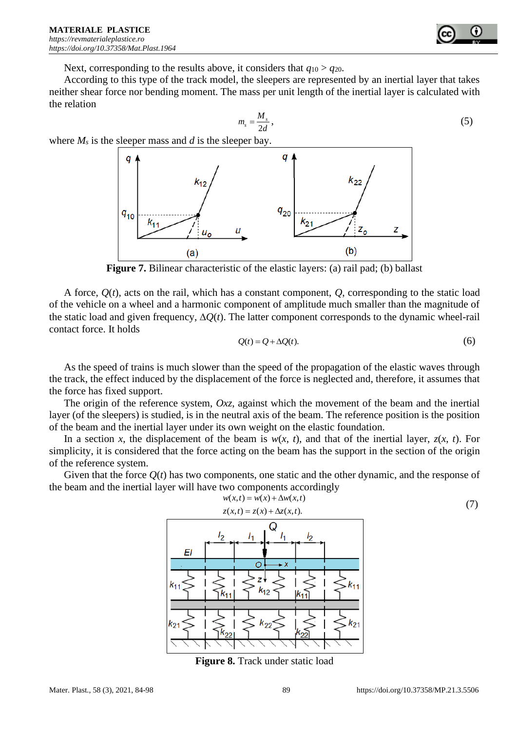Next, corresponding to the results above, it considers that $q_{10} > q_{20}$.

According to this type of the track model, the sleepers are represented by an inertial layer that takes neither shear force nor bending moment. The mass per unit length of the inertial layer is calculated with the relation

$$m_s = \frac{M_s}{2d}, \tag{5}$$

where $M_s$ is the sleeper mass and $d$ is the sleeper bay.

**Figure 7.** Bilinear characteristic of the elastic layers: (a) rail pad; (b) ballast

A force, $Q(t)$, acts on the rail, which has a constant component, $Q$, corresponding to the static load of the vehicle on a wheel and a harmonic component of amplitude much smaller than the magnitude of the static load and given frequency, $\Delta Q(t)$. The latter component corresponds to the dynamic wheel-rail contact force. It holds

$$Q(t) = Q + \Delta Q(t). \tag{6}$$

As the speed of trains is much slower than the speed of the propagation of the elastic waves through the track, the effect induced by the displacement of the force is neglected and, therefore, it assumes that the force has fixed support.

The origin of the reference system, $Oxz$, against which the movement of the beam and the inertial layer (of the sleepers) is studied, is in the neutral axis of the beam. The reference position is the position of the beam and the inertial layer under its own weight on the elastic foundation.

In a section $x$, the displacement of the beam is $w(x, t)$, and that of the inertial layer, $z(x, t)$. For simplicity, it is considered that the force acting on the beam has the support in the section of the origin of the reference system.

Given that the force $Q(t)$ has two components, one static and the other dynamic, and the response of the beam and the inertial layer will have two components accordingly

$$w(x,t) = w(x) + \Delta w(x,t)$$
$$z(x,t) = z(x) + \Delta z(x,t). \tag{7}$$

**Figure 8.** Track under static load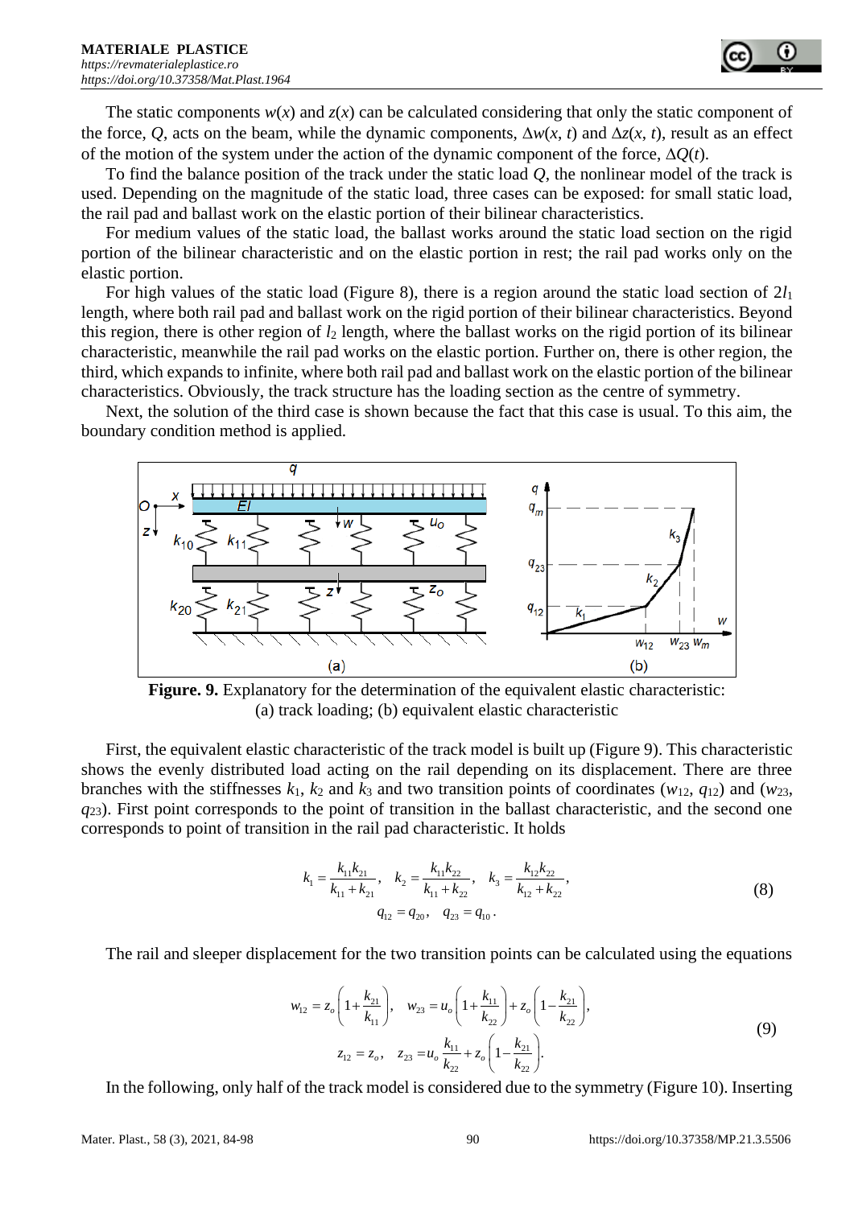The static components $w(x)$ and $z(x)$ can be calculated considering that only the static component of the force, $Q$, acts on the beam, while the dynamic components, $\Delta w(x, t)$ and $\Delta z(x, t)$, result as an effect of the motion of the system under the action of the dynamic component of the force, $\Delta Q(t)$.

To find the balance position of the track under the static load $Q$, the nonlinear model of the track is used. Depending on the magnitude of the static load, three cases can be exposed: for small static load, the rail pad and ballast work on the elastic portion of their bilinear characteristics.

For medium values of the static load, the ballast works around the static load section on the rigid portion of the bilinear characteristic and on the elastic portion in rest; the rail pad works only on the elastic portion.

For high values of the static load (Figure 8), there is a region around the static load section of $2l_1$ length, where both rail pad and ballast work on the rigid portion of their bilinear characteristics. Beyond this region, there is other region of $l_2$ length, where the ballast works on the rigid portion of its bilinear characteristic, meanwhile the rail pad works on the elastic portion. Further on, there is other region, the third, which expands to infinite, where both rail pad and ballast work on the elastic portion of the bilinear characteristics. Obviously, the track structure has the loading section as the centre of symmetry.

Next, the solution of the third case is shown because the fact that this case is usual. To this aim, the boundary condition method is applied.

**Figure. 9.** Explanatory for the determination of the equivalent elastic characteristic: (a) track loading; (b) equivalent elastic characteristic

First, the equivalent elastic characteristic of the track model is built up (Figure 9). This characteristic shows the evenly distributed load acting on the rail depending on its displacement. There are three branches with the stiffnesses $k_1$, $k_2$ and $k_3$ and two transition points of coordinates ($w_{12}$, $q_{12}$) and ($w_{23}$, $q_{23}$). First point corresponds to the point of transition in the ballast characteristic, and the second one corresponds to point of transition in the rail pad characteristic. It holds

$$k_1 = \frac{k_{11}k_{21}}{k_{11}+k_{21}}, \quad k_2 = \frac{k_{11}k_{22}}{k_{11}+k_{22}}, \quad k_3 = \frac{k_{12}k_{22}}{k_{12}+k_{22}},$$
$$q_{12} = q_{20}, \quad q_{23} = q_{10}. \tag{8}$$

The rail and sleeper displacement for the two transition points can be calculated using the equations

$$w_{12} = z_o\left(1+\frac{k_{21}}{k_{11}}\right), \quad w_{23} = u_o\left(1+\frac{k_{11}}{k_{22}}\right)+z_o\left(1-\frac{k_{21}}{k_{22}}\right),$$
$$z_{12} = z_o, \quad z_{23} = u_o\frac{k_{11}}{k_{22}}+z_o\left(1-\frac{k_{21}}{k_{22}}\right). \tag{9}$$

In the following, only half of the track model is considered due to the symmetry (Figure 10). Inserting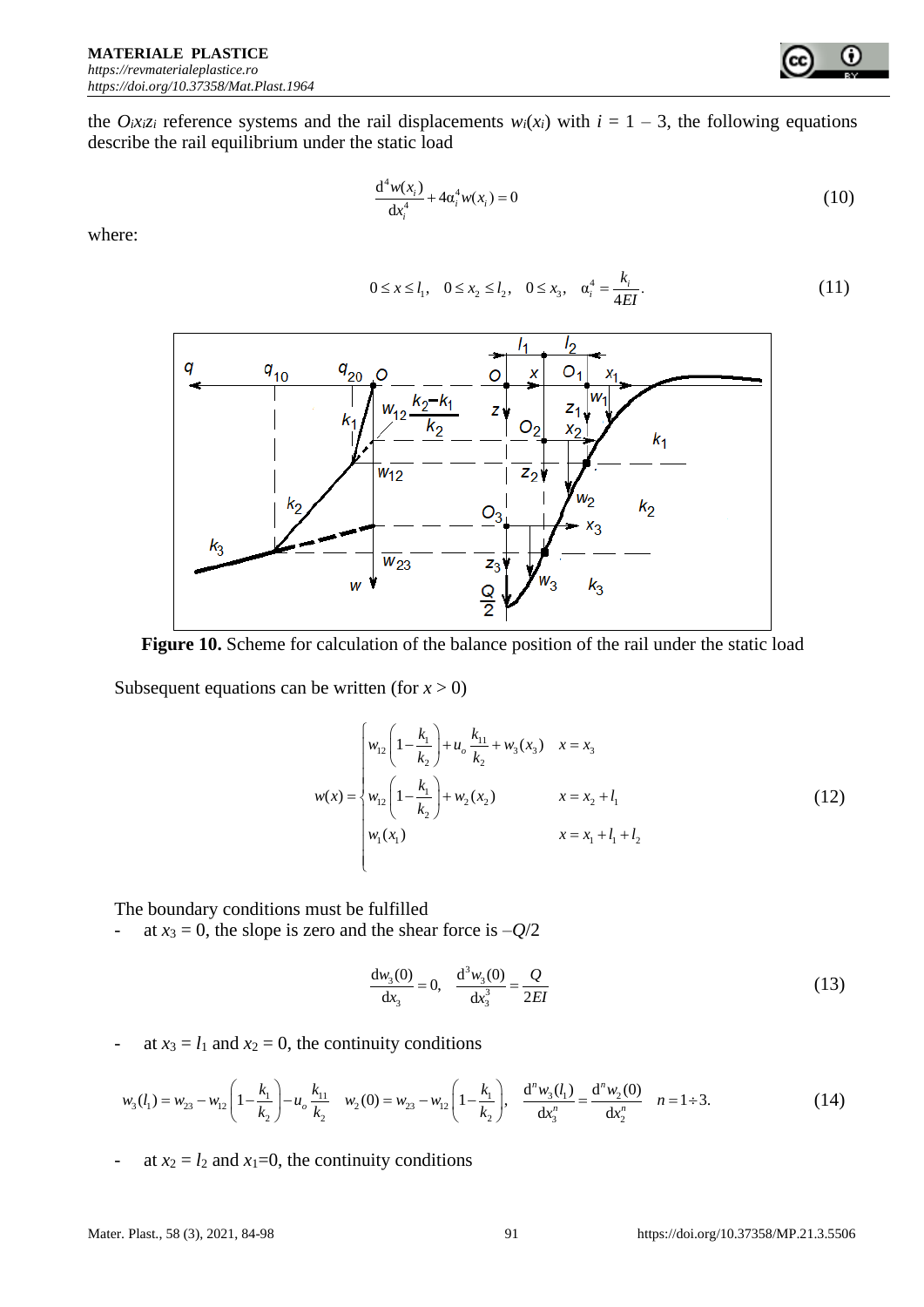the $O_ix_iz_i$ reference systems and the rail displacements $w_i(x_i)$ with $i = 1 - 3$, the following equations describe the rail equilibrium under the static load

$$\frac{\mathrm{d}^4 w(x_i)}{\mathrm{d}x_i^4} + 4\alpha_i^4 w(x_i) = 0 \tag{10}$$

where:

$$0 \le x \le l_1, \quad 0 \le x_2 \le l_2, \quad 0 \le x_3, \quad \alpha_i^4 = \frac{k_i}{4EI}. \tag{11}$$

**Figure 10.** Scheme for calculation of the balance position of the rail under the static load

Subsequent equations can be written (for $x > 0$)

$$w(x) = \begin{cases} w_{12}\left(1 - \dfrac{k_1}{k_2}\right) + u_o \dfrac{k_{11}}{k_2} + w_3(x_3) & x = x_3 \\ w_{12}\left(1 - \dfrac{k_1}{k_2}\right) + w_2(x_2) & x = x_2 + l_1 \\ w_1(x_1) & x = x_1 + l_1 + l_2 \end{cases} \tag{12}$$

The boundary conditions must be fulfilled

- at $x_3 = 0$, the slope is zero and the shear force is $-Q/2$

$$\frac{\mathrm{d}w_3(0)}{\mathrm{d}x_3} = 0, \quad \frac{\mathrm{d}^3 w_3(0)}{\mathrm{d}x_3^3} = \frac{Q}{2EI} \tag{13}$$

- at $x_3 = l_1$ and $x_2 = 0$, the continuity conditions

$$w_3(l_1) = w_{23} - w_{12}\left(1 - \frac{k_1}{k_2}\right) - u_o \frac{k_{11}}{k_2} \quad w_2(0) = w_{23} - w_{12}\left(1 - \frac{k_1}{k_2}\right), \quad \frac{\mathrm{d}^n w_3(l_1)}{\mathrm{d}x_3^n} = \frac{\mathrm{d}^n w_2(0)}{\mathrm{d}x_2^n} \quad n = 1 \div 3. \tag{14}$$

- at $x_2 = l_2$ and $x_1 = 0$, the continuity conditions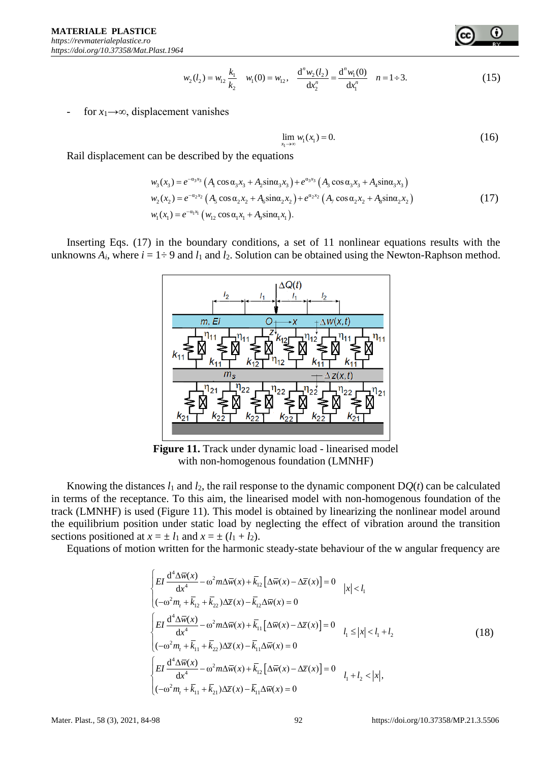$$w_2(l_2) = w_{12}\frac{k_1}{k_2} \quad w_1(0) = w_{12}, \quad \frac{\mathrm{d}^n w_2(l_2)}{\mathrm{d}x_2^n} = \frac{\mathrm{d}^n w_1(0)}{\mathrm{d}x_1^n} \quad n = 1 \div 3. \tag{15}$$

- for $x_1 \to \infty$, displacement vanishes

$$\lim_{x_1 \to \infty} w_1(x_1) = 0. \tag{16}$$

Rail displacement can be described by the equations

$$\begin{aligned}
w_3(x_3) &= e^{-\alpha_3 x_3}\left(A_1 \cos\alpha_3 x_3 + A_2 \sin\alpha_3 x_3\right) + e^{\alpha_3 x_3}\left(A_3 \cos\alpha_3 x_3 + A_4 \sin\alpha_3 x_3\right) \\
w_2(x_2) &= e^{-\alpha_2 x_2}\left(A_5 \cos\alpha_2 x_2 + A_6 \sin\alpha_2 x_2\right) + e^{\alpha_2 x_2}\left(A_7 \cos\alpha_2 x_2 + A_8 \sin\alpha_2 x_2\right) \\
w_1(x_1) &= e^{-\alpha_1 x_1}\left(w_{12} \cos\alpha_1 x_1 + A_9 \sin\alpha_1 x_1\right).
\end{aligned} \tag{17}$$

Inserting Eqs. (17) in the boundary conditions, a set of 11 nonlinear equations results with the unknowns $A_i$, where $i = 1 \div 9$ and $l_1$ and $l_2$. Solution can be obtained using the Newton-Raphson method.

**Figure 11.** Track under dynamic load - linearised model with non-homogenous foundation (LMNHF)

Knowing the distances $l_1$ and $l_2$, the rail response to the dynamic component $\Delta Q(t)$ can be calculated in terms of the receptance. To this aim, the linearised model with non-homogenous foundation of the track (LMNHF) is used (Figure 11). This model is obtained by linearizing the nonlinear model around the equilibrium position under static load by neglecting the effect of vibration around the transition sections positioned at $x = \pm\, l_1$ and $x = \pm\,(l_1 + l_2)$.

Equations of motion written for the harmonic steady-state behaviour of the w angular frequency are

$$\begin{cases}
EI\dfrac{\mathrm{d}^4 \Delta\overline{w}(x)}{\mathrm{d}x^4} - \omega^2 m \Delta\overline{w}(x) + \overline{k}_{12}\left[\Delta\overline{w}(x) - \Delta\overline{z}(x)\right] = 0 & |x| < l_1 \\
(-\omega^2 m_t + \overline{k}_{12} + \overline{k}_{22})\Delta\overline{z}(x) - \overline{k}_{12}\Delta\overline{w}(x) = 0 &
\end{cases}$$

$$\begin{cases}
EI\dfrac{\mathrm{d}^4 \Delta\overline{w}(x)}{\mathrm{d}x^4} - \omega^2 m \Delta\overline{w}(x) + \overline{k}_{11}\left[\Delta\overline{w}(x) - \Delta\overline{z}(x)\right] = 0 & l_1 \le |x| < l_1 + l_2 \\
(-\omega^2 m_t + \overline{k}_{11} + \overline{k}_{22})\Delta\overline{z}(x) - \overline{k}_{11}\Delta\overline{w}(x) = 0 &
\end{cases} \tag{18}$$

$$\begin{cases}
EI\dfrac{\mathrm{d}^4 \Delta\overline{w}(x)}{\mathrm{d}x^4} - \omega^2 m \Delta\overline{w}(x) + \overline{k}_{12}\left[\Delta\overline{w}(x) - \Delta\overline{z}(x)\right] = 0 & l_1 + l_2 < |x|, \\
(-\omega^2 m_t + \overline{k}_{11} + \overline{k}_{21})\Delta\overline{z}(x) - \overline{k}_{11}\Delta\overline{w}(x) = 0 &
\end{cases}$$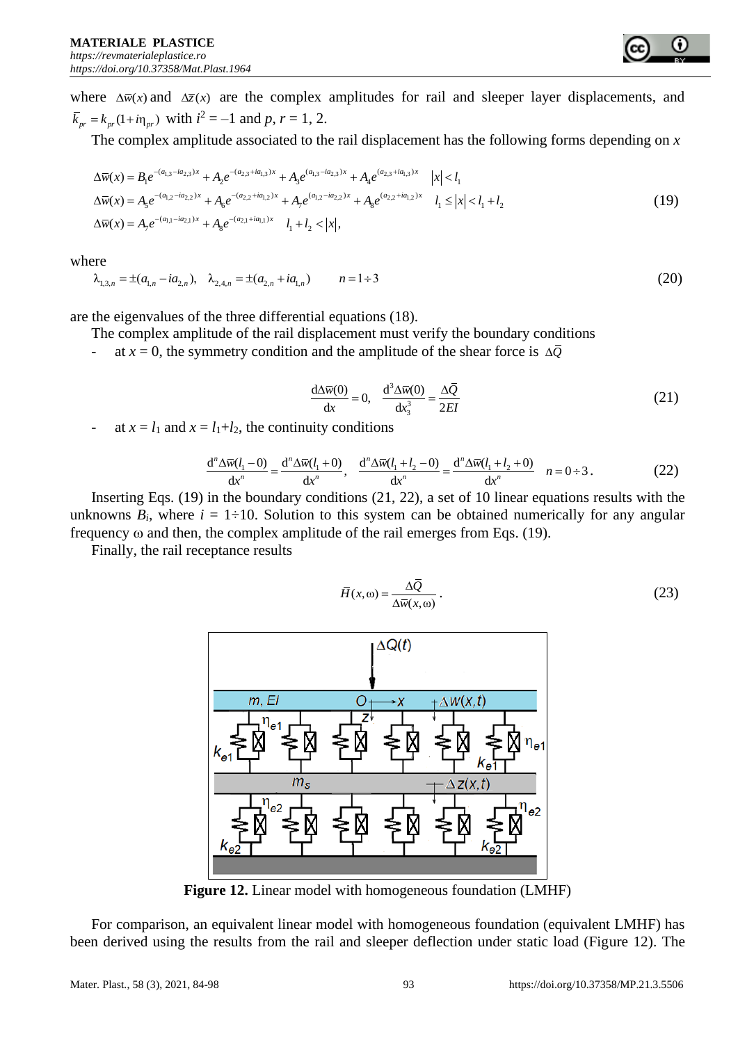where $\Delta\bar{w}(x)$ and $\Delta\bar{z}(x)$ are the complex amplitudes for rail and sleeper layer displacements, and $\bar{k}_{pr} = k_{pr}(1+i\eta_{pr})$ with $i^2 = -1$ and $p, r = 1, 2$.

The complex amplitude associated to the rail displacement has the following forms depending on $x$

$$
\begin{aligned}
&\Delta\bar{w}(x) = B_1 e^{-(a_{1,3}-ia_{2,3})x} + A_2 e^{-(a_{2,3}+ia_{1,3})x} + A_3 e^{(a_{1,3}-ia_{2,3})x} + A_4 e^{(a_{2,3}+ia_{1,3})x} \quad |x| < l_1 \\
&\Delta\bar{w}(x) = A_5 e^{-(a_{1,2}-ia_{2,2})x} + A_6 e^{-(a_{2,2}+ia_{1,2})x} + A_7 e^{(a_{1,2}-ia_{2,2})x} + A_8 e^{(a_{2,2}+ia_{1,2})x} \quad l_1 \le |x| < l_1 + l_2 \\
&\Delta\bar{w}(x) = A_7 e^{-(a_{1,1}-ia_{2,1})x} + A_8 e^{-(a_{2,1}+ia_{1,1})x} \quad l_1 + l_2 < |x|,
\end{aligned}
\tag{19}
$$

where

$$
\lambda_{1,3,n} = \pm(a_{1,n} - ia_{2,n}), \quad \lambda_{2,4,n} = \pm(a_{2,n} + ia_{1,n}) \qquad n = 1 \div 3 \tag{20}
$$

are the eigenvalues of the three differential equations (18).

The complex amplitude of the rail displacement must verify the boundary conditions

- at $x = 0$, the symmetry condition and the amplitude of the shear force is $\Delta\bar{Q}$

$$
\frac{\mathrm{d}\Delta\bar{w}(0)}{\mathrm{d}x} = 0, \quad \frac{\mathrm{d}^3\Delta\bar{w}(0)}{\mathrm{d}x_3^3} = \frac{\Delta\bar{Q}}{2EI} \tag{21}
$$

- at $x = l_1$ and $x = l_1+l_2$, the continuity conditions

$$
\frac{\mathrm{d}^n\Delta\bar{w}(l_1-0)}{\mathrm{d}x^n} = \frac{\mathrm{d}^n\Delta\bar{w}(l_1+0)}{\mathrm{d}x^n}, \quad \frac{\mathrm{d}^n\Delta\bar{w}(l_1+l_2-0)}{\mathrm{d}x^n} = \frac{\mathrm{d}^n\Delta\bar{w}(l_1+l_2+0)}{\mathrm{d}x^n} \quad n = 0 \div 3. \tag{22}
$$

Inserting Eqs. (19) in the boundary conditions (21, 22), a set of 10 linear equations results with the unknowns $B_i$, where $i = 1 \div 10$. Solution to this system can be obtained numerically for any angular frequency $\omega$ and then, the complex amplitude of the rail emerges from Eqs. (19).

Finally, the rail receptance results

$$
\bar{H}(x,\omega) = \frac{\Delta\bar{Q}}{\Delta\bar{w}(x,\omega)}. \tag{23}
$$

**Figure 12.** Linear model with homogeneous foundation (LMHF)

For comparison, an equivalent linear model with homogeneous foundation (equivalent LMHF) has been derived using the results from the rail and sleeper deflection under static load (Figure 12). The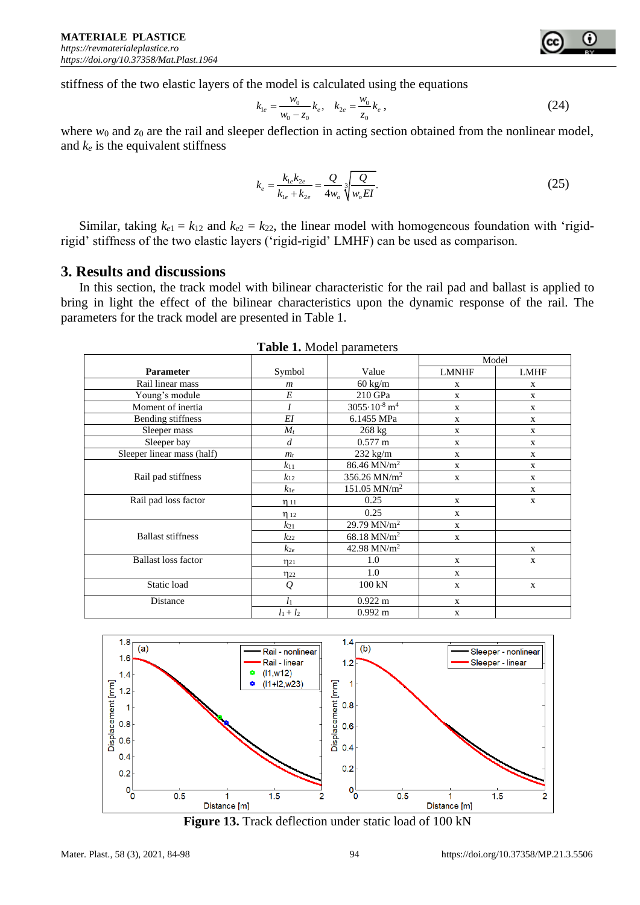stiffness of the two elastic layers of the model is calculated using the equations

$$k_{1e} = \frac{w_0}{w_0 - z_0} k_e, \quad k_{2e} = \frac{w_0}{z_0} k_e, \tag{24}$$

where $w_0$ and $z_0$ are the rail and sleeper deflection in acting section obtained from the nonlinear model, and $k_e$ is the equivalent stiffness

$$k_e = \frac{k_{1e} k_{2e}}{k_{1e} + k_{2e}} = \frac{Q}{4w_o} \sqrt[3]{\frac{Q}{w_o EI}}. \tag{25}$$

Similar, taking $k_{e1} = k_{12}$ and $k_{e2} = k_{22}$, the linear model with homogeneous foundation with 'rigid-rigid' stiffness of the two elastic layers ('rigid-rigid' LMHF) can be used as comparison.

## 3. Results and discussions

In this section, the track model with bilinear characteristic for the rail pad and ballast is applied to bring in light the effect of the bilinear characteristics upon the dynamic response of the rail. The parameters for the track model are presented in Table 1.

**Table 1.** Model parameters

| Parameter | Symbol | Value | Model | |
|---|---|---|---|---|
| | | | LMNHF | LMHF |
| Rail linear mass | $m$ | 60 kg/m | x | x |
| Young's module | $E$ | 210 GPa | x | x |
| Moment of inertia | $I$ | $3055 \cdot 10^{-8}$ m$^4$ | x | x |
| Bending stiffness | $EI$ | 6.1455 MPa | x | x |
| Sleeper mass | $M_t$ | 268 kg | x | x |
| Sleeper bay | $d$ | 0.577 m | x | x |
| Sleeper linear mass (half) | $m_t$ | 232 kg/m | x | x |
| Rail pad stiffness | $k_{11}$ | 86.46 MN/m$^2$ | x | x |
| | $k_{12}$ | 356.26 MN/m$^2$ | x | x |
| | $k_{1e}$ | 151.05 MN/m$^2$ | | x |
| Rail pad loss factor | $\eta_{11}$ | 0.25 | x | x |
| | $\eta_{12}$ | 0.25 | x | |
| Ballast stiffness | $k_{21}$ | 29.79 MN/m$^2$ | x | |
| | $k_{22}$ | 68.18 MN/m$^2$ | x | |
| | $k_{2e}$ | 42.98 MN/m$^2$ | | x |
| Ballast loss factor | $\eta_{21}$ | 1.0 | x | x |
| | $\eta_{22}$ | 1.0 | x | |
| Static load | $Q$ | 100 kN | x | x |
| Distance | $l_1$ | 0.922 m | x | |
| | $l_1 + l_2$ | 0.992 m | x | |

**Figure 13.** Track deflection under static load of 100 kN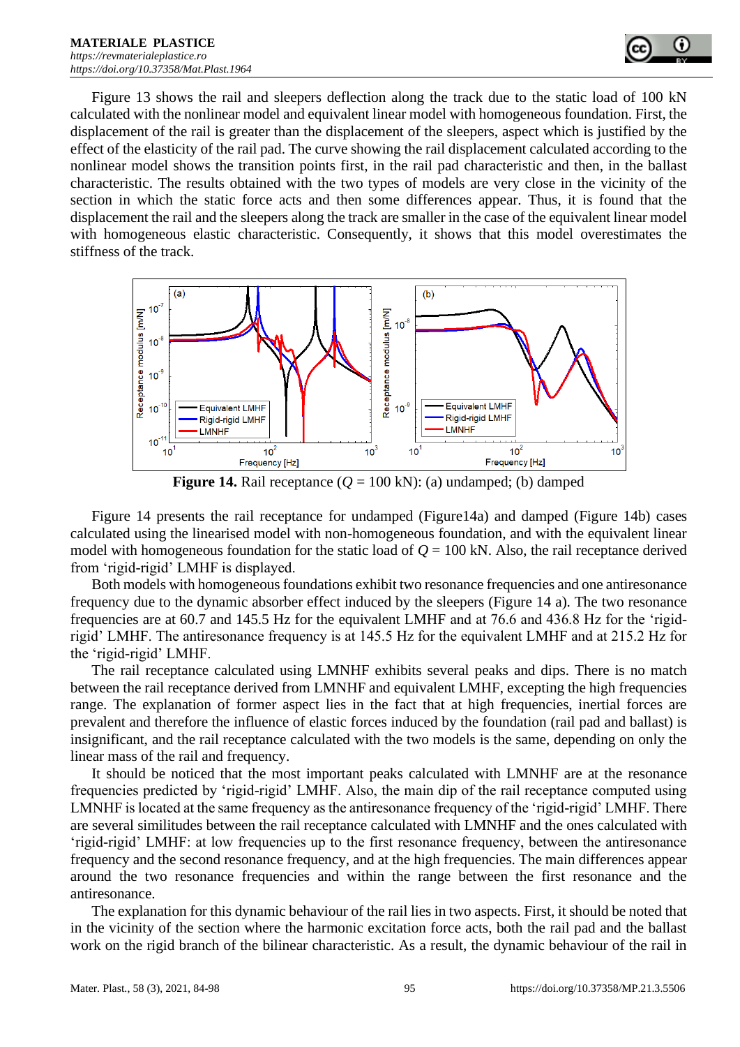Figure 13 shows the rail and sleepers deflection along the track due to the static load of 100 kN calculated with the nonlinear model and equivalent linear model with homogeneous foundation. First, the displacement of the rail is greater than the displacement of the sleepers, aspect which is justified by the effect of the elasticity of the rail pad. The curve showing the rail displacement calculated according to the nonlinear model shows the transition points first, in the rail pad characteristic and then, in the ballast characteristic. The results obtained with the two types of models are very close in the vicinity of the section in which the static force acts and then some differences appear. Thus, it is found that the displacement the rail and the sleepers along the track are smaller in the case of the equivalent linear model with homogeneous elastic characteristic. Consequently, it shows that this model overestimates the stiffness of the track.

**Figure 14.** Rail receptance ($Q$ = 100 kN): (a) undamped; (b) damped

Figure 14 presents the rail receptance for undamped (Figure14a) and damped (Figure 14b) cases calculated using the linearised model with non-homogeneous foundation, and with the equivalent linear model with homogeneous foundation for the static load of $Q$ = 100 kN. Also, the rail receptance derived from 'rigid-rigid' LMHF is displayed.

Both models with homogeneous foundations exhibit two resonance frequencies and one antiresonance frequency due to the dynamic absorber effect induced by the sleepers (Figure 14 a). The two resonance frequencies are at 60.7 and 145.5 Hz for the equivalent LMHF and at 76.6 and 436.8 Hz for the 'rigid-rigid' LMHF. The antiresonance frequency is at 145.5 Hz for the equivalent LMHF and at 215.2 Hz for the 'rigid-rigid' LMHF.

The rail receptance calculated using LMNHF exhibits several peaks and dips. There is no match between the rail receptance derived from LMNHF and equivalent LMHF, excepting the high frequencies range. The explanation of former aspect lies in the fact that at high frequencies, inertial forces are prevalent and therefore the influence of elastic forces induced by the foundation (rail pad and ballast) is insignificant, and the rail receptance calculated with the two models is the same, depending on only the linear mass of the rail and frequency.

It should be noticed that the most important peaks calculated with LMNHF are at the resonance frequencies predicted by 'rigid-rigid' LMHF. Also, the main dip of the rail receptance computed using LMNHF is located at the same frequency as the antiresonance frequency of the 'rigid-rigid' LMHF. There are several similitudes between the rail receptance calculated with LMNHF and the ones calculated with 'rigid-rigid' LMHF: at low frequencies up to the first resonance frequency, between the antiresonance frequency and the second resonance frequency, and at the high frequencies. The main differences appear around the two resonance frequencies and within the range between the first resonance and the antiresonance.

The explanation for this dynamic behaviour of the rail lies in two aspects. First, it should be noted that in the vicinity of the section where the harmonic excitation force acts, both the rail pad and the ballast work on the rigid branch of the bilinear characteristic. As a result, the dynamic behaviour of the rail in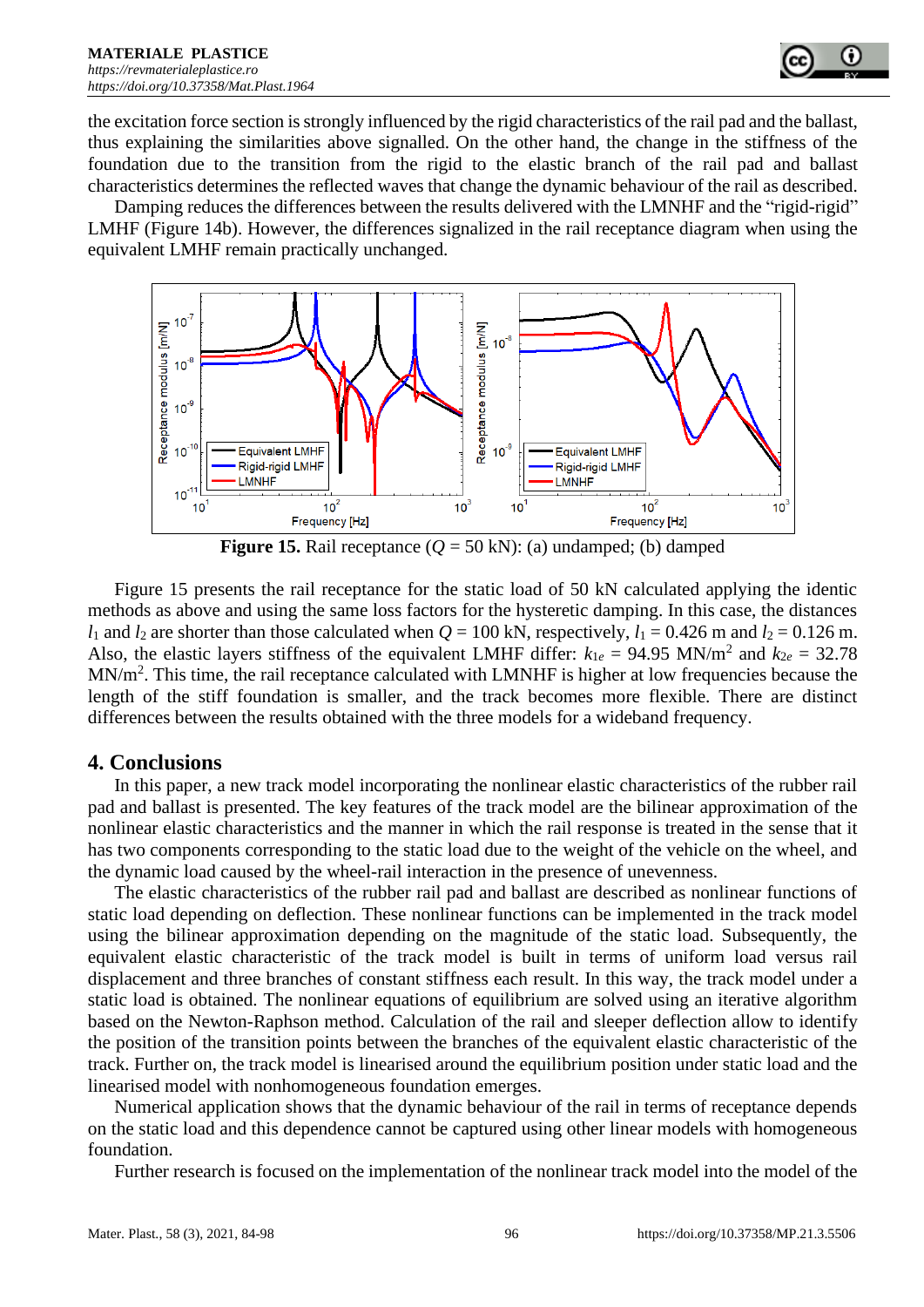the excitation force section is strongly influenced by the rigid characteristics of the rail pad and the ballast, thus explaining the similarities above signalled. On the other hand, the change in the stiffness of the foundation due to the transition from the rigid to the elastic branch of the rail pad and ballast characteristics determines the reflected waves that change the dynamic behaviour of the rail as described.

Damping reduces the differences between the results delivered with the LMNHF and the "rigid-rigid" LMHF (Figure 14b). However, the differences signalized in the rail receptance diagram when using the equivalent LMHF remain practically unchanged.

**Figure 15.** Rail receptance ($Q$ = 50 kN): (a) undamped; (b) damped

Figure 15 presents the rail receptance for the static load of 50 kN calculated applying the identic methods as above and using the same loss factors for the hysteretic damping. In this case, the distances $l_1$ and $l_2$ are shorter than those calculated when $Q$ = 100 kN, respectively, $l_1$ = 0.426 m and $l_2$ = 0.126 m. Also, the elastic layers stiffness of the equivalent LMHF differ: $k_{1e}$ = 94.95 MN/m$^2$ and $k_{2e}$ = 32.78 MN/m$^2$. This time, the rail receptance calculated with LMNHF is higher at low frequencies because the length of the stiff foundation is smaller, and the track becomes more flexible. There are distinct differences between the results obtained with the three models for a wideband frequency.

## 4. Conclusions

In this paper, a new track model incorporating the nonlinear elastic characteristics of the rubber rail pad and ballast is presented. The key features of the track model are the bilinear approximation of the nonlinear elastic characteristics and the manner in which the rail response is treated in the sense that it has two components corresponding to the static load due to the weight of the vehicle on the wheel, and the dynamic load caused by the wheel-rail interaction in the presence of unevenness.

The elastic characteristics of the rubber rail pad and ballast are described as nonlinear functions of static load depending on deflection. These nonlinear functions can be implemented in the track model using the bilinear approximation depending on the magnitude of the static load. Subsequently, the equivalent elastic characteristic of the track model is built in terms of uniform rail displacement and three branches of constant stiffness each result. In this way, the track model under a static load is obtained. The nonlinear equations of equilibrium are solved using an iterative algorithm based on the Newton-Raphson method. Calculation of the rail and sleeper deflection allow to identify the position of the transition points between the branches of the equivalent elastic characteristic of the track. Further on, the track model is linearised around the equilibrium position under static load and the linearised model with nonhomogeneous foundation emerges.

Numerical application shows that the dynamic behaviour of the rail in terms of receptance depends on the static load and this dependence cannot be captured using other linear models with homogeneous foundation.

Further research is focused on the implementation of the nonlinear track model into the model of the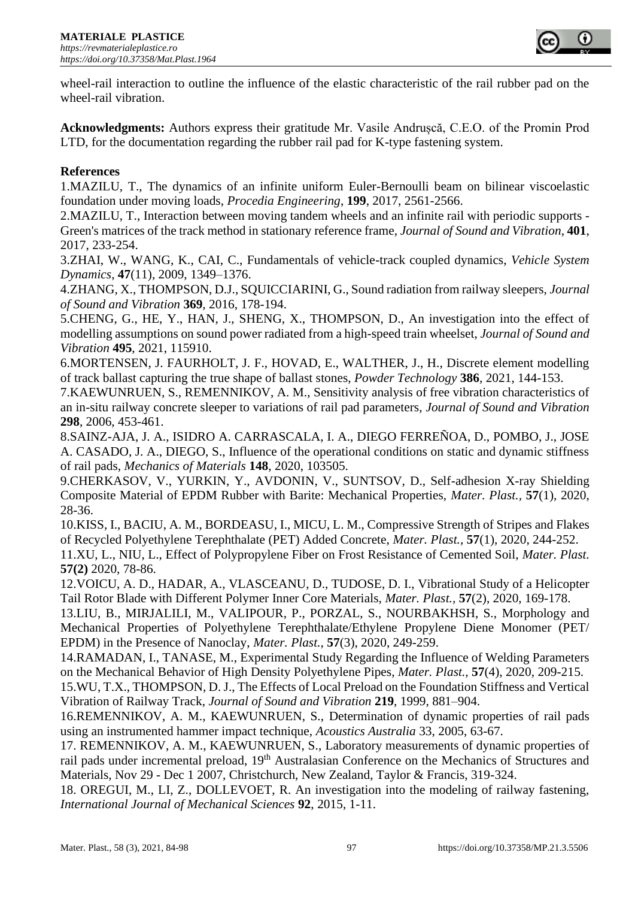wheel-rail interaction to outline the influence of the elastic characteristic of the rail rubber pad on the wheel-rail vibration.

**Acknowledgments:** Authors express their gratitude Mr. Vasile Andrușcă, C.E.O. of the Promin Prod LTD, for the documentation regarding the rubber rail pad for K-type fastening system.

**References**

1.MAZILU, T., The dynamics of an infinite uniform Euler-Bernoulli beam on bilinear viscoelastic foundation under moving loads, *Procedia Engineering*, **199**, 2017, 2561-2566.

2.MAZILU, T., Interaction between moving tandem wheels and an infinite rail with periodic supports - Green's matrices of the track method in stationary reference frame, *Journal of Sound and Vibration*, **401**, 2017, 233-254.

3.ZHAI, W., WANG, K., CAI, C., Fundamentals of vehicle-track coupled dynamics, *Vehicle System Dynamics*, **47**(11), 2009, 1349–1376.

4.ZHANG, X., THOMPSON, D.J., SQUICCIARINI, G., Sound radiation from railway sleepers, *Journal of Sound and Vibration* **369**, 2016, 178-194.

5.CHENG, G., HE, Y., HAN, J., SHENG, X., THOMPSON, D., An investigation into the effect of modelling assumptions on sound power radiated from a high-speed train wheelset, *Journal of Sound and Vibration* **495**, 2021, 115910.

6.MORTENSEN, J. FAURHOLT, J. F., HOVAD, E., WALTHER, J., H., Discrete element modelling of track ballast capturing the true shape of ballast stones, *Powder Technology* **386**, 2021, 144-153.

7.KAEWUNRUEN, S., REMENNIKOV, A. M., Sensitivity analysis of free vibration characteristics of an in-situ railway concrete sleeper to variations of rail pad parameters, *Journal of Sound and Vibration* **298**, 2006, 453-461.

8.SAINZ-AJA, J. A., ISIDRO A. CARRASCALA, I. A., DIEGO FERREÑOA, D., POMBO, J., JOSE A. CASADO, J. A., DIEGO, S., Influence of the operational conditions on static and dynamic stiffness of rail pads, *Mechanics of Materials* **148**, 2020, 103505.

9.CHERKASOV, V., YURKIN, Y., AVDONIN, V., SUNTSOV, D., Self-adhesion X-ray Shielding Composite Material of EPDM Rubber with Barite: Mechanical Properties, *Mater. Plast.*, **57**(1), 2020, 28-36.

10.KISS, I., BACIU, A. M., BORDEASU, I., MICU, L. M., Compressive Strength of Stripes and Flakes of Recycled Polyethylene Terephthalate (PET) Added Concrete, *Mater. Plast.,* **57**(1), 2020, 244-252.

11.XU, L., NIU, L., Effect of Polypropylene Fiber on Frost Resistance of Cemented Soil, *Mater. Plast.* **57(2)** 2020, 78-86.

12.VOICU, A. D., HADAR, A., VLASCEANU, D., TUDOSE, D. I., Vibrational Study of a Helicopter Tail Rotor Blade with Different Polymer Inner Core Materials, *Mater. Plast.,* **57**(2), 2020, 169-178.

13.LIU, B., MIRJALILI, M., VALIPOUR, P., PORZAL, S., NOURBAKHSH, S., Morphology and Mechanical Properties of Polyethylene Terephthalate/Ethylene Propylene Diene Monomer (PET/ EPDM) in the Presence of Nanoclay, *Mater. Plast.*, **57**(3), 2020, 249-259.

14.RAMADAN, I., TANASE, M., Experimental Study Regarding the Influence of Welding Parameters on the Mechanical Behavior of High Density Polyethylene Pipes, *Mater. Plast.,* **57**(4), 2020, 209-215.

15.WU, T.X., THOMPSON, D. J., The Effects of Local Preload on the Foundation Stiffness and Vertical Vibration of Railway Track, *Journal of Sound and Vibration* **219**, 1999, 881–904.

16.REMENNIKOV, A. M., KAEWUNRUEN, S., Determination of dynamic properties of rail pads using an instrumented hammer impact technique, *Acoustics Australia* 33, 2005, 63-67.

17. REMENNIKOV, A. M., KAEWUNRUEN, S., Laboratory measurements of dynamic properties of rail pads under incremental preload, 19th Australasian Conference on the Mechanics of Structures and Materials, Nov 29 - Dec 1 2007, Christchurch, New Zealand, Taylor & Francis, 319-324.

18. OREGUI, M., LI, Z., DOLLEVOET, R. An investigation into the modeling of railway fastening, *International Journal of Mechanical Sciences* **92**, 2015, 1-11.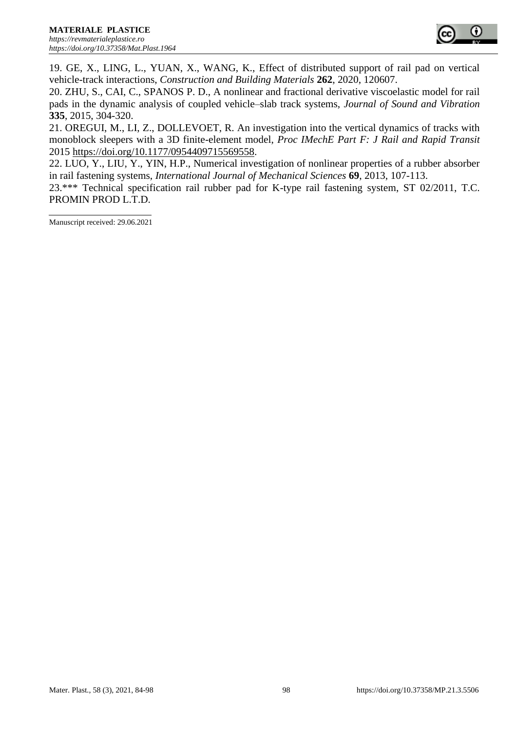19. GE, X., LING, L., YUAN, X., WANG, K., Effect of distributed support of rail pad on vertical vehicle-track interactions, *Construction and Building Materials* **262**, 2020, 120607.

20. ZHU, S., CAI, C., SPANOS P. D., A nonlinear and fractional derivative viscoelastic model for rail pads in the dynamic analysis of coupled vehicle–slab track systems, *Journal of Sound and Vibration* **335**, 2015, 304-320.

21. OREGUI, M., LI, Z., DOLLEVOET, R. An investigation into the vertical dynamics of tracks with monoblock sleepers with a 3D finite-element model, *Proc IMechE Part F: J Rail and Rapid Transit* 2015 https://doi.org/10.1177/0954409715569558.

22. LUO, Y., LIU, Y., YIN, H.P., Numerical investigation of nonlinear properties of a rubber absorber in rail fastening systems, *International Journal of Mechanical Sciences* **69**, 2013, 107-113.

23.*** Technical specification rail rubber pad for K-type rail fastening system, ST 02/2011, T.C. PROMIN PROD L.T.D.

Manuscript received: 29.06.2021